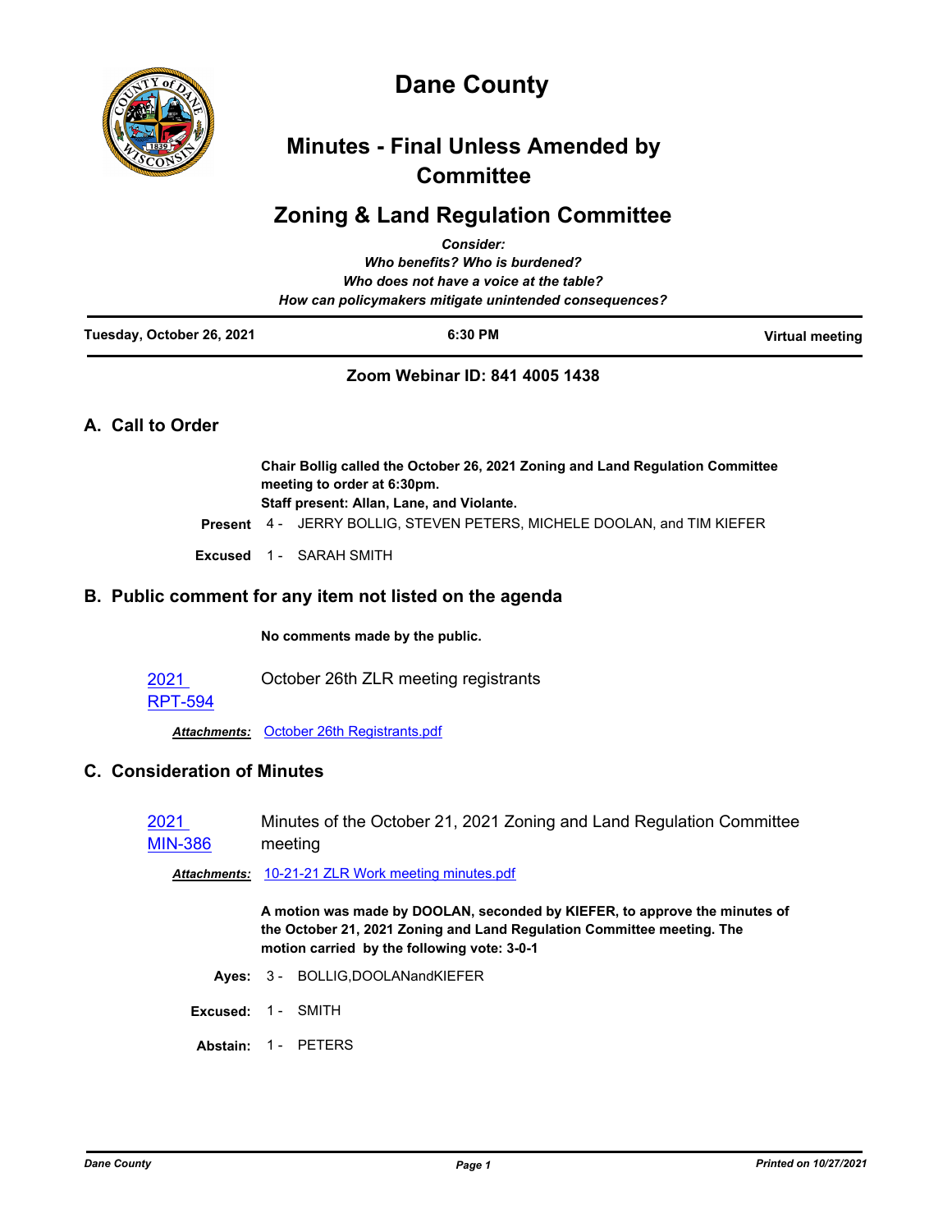# Dane County

## Minutes - Final Unless Amended by Committee

## Zoning & Land Regulation Committee

*Consider:*
*Who benefits? Who is burdened?*
*Who does not have a voice at the table?*
*How can policymakers mitigate unintended consequences?*

| Tuesday, October 26, 2021 | 6:30 PM | Virtual meeting |
|---|---|---|

**Zoom Webinar ID: 841 4005 1438**

## A. Call to Order

**Chair Bollig called the October 26, 2021 Zoning and Land Regulation Committee meeting to order at 6:30pm.**
**Staff present: Allan, Lane, and Violante.**

**Present** 4 - JERRY BOLLIG, STEVEN PETERS, MICHELE DOOLAN, and TIM KIEFER

**Excused** 1 - SARAH SMITH

## B. Public comment for any item not listed on the agenda

**No comments made by the public.**

2021 RPT-594 — October 26th ZLR meeting registrants

***Attachments:*** October 26th Registrants.pdf

## C. Consideration of Minutes

2021 MIN-386 — Minutes of the October 21, 2021 Zoning and Land Regulation Committee meeting

***Attachments:*** 10-21-21 ZLR Work meeting minutes.pdf

**A motion was made by DOOLAN, seconded by KIEFER, to approve the minutes of the October 21, 2021 Zoning and Land Regulation Committee meeting. The motion carried by the following vote: 3-0-1**

**Ayes:** 3 - BOLLIG,DOOLANandKIEFER

**Excused:** 1 - SMITH

**Abstain:** 1 - PETERS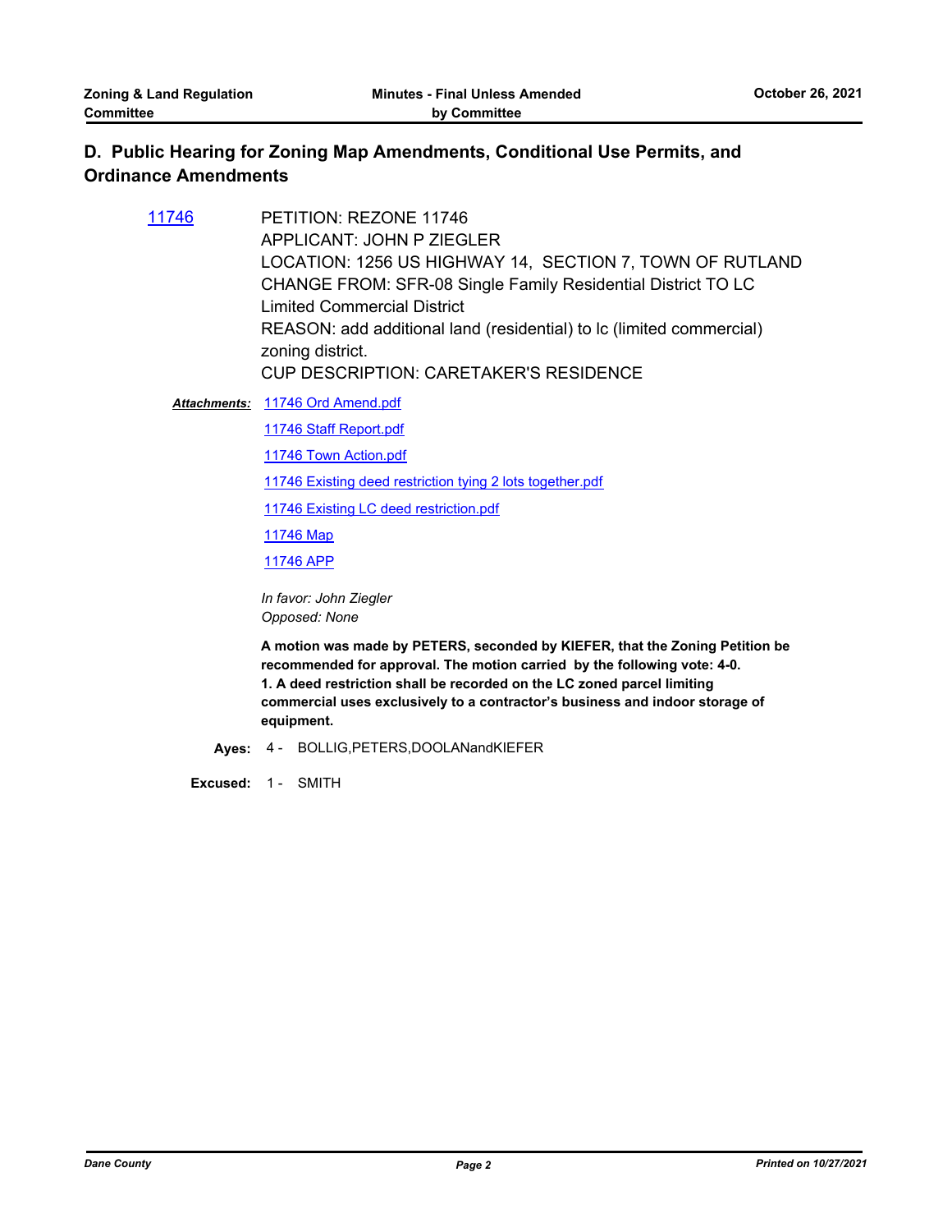## D. Public Hearing for Zoning Map Amendments, Conditional Use Permits, and Ordinance Amendments

11746 PETITION: REZONE 11746
APPLICANT: JOHN P ZIEGLER
LOCATION: 1256 US HIGHWAY 14, SECTION 7, TOWN OF RUTLAND
CHANGE FROM: SFR-08 Single Family Residential District TO LC Limited Commercial District
REASON: add additional land (residential) to lc (limited commercial) zoning district.
CUP DESCRIPTION: CARETAKER'S RESIDENCE

***Attachments:*** 11746 Ord Amend.pdf
11746 Staff Report.pdf
11746 Town Action.pdf
11746 Existing deed restriction tying 2 lots together.pdf
11746 Existing LC deed restriction.pdf
11746 Map
11746 APP

*In favor: John Ziegler*
*Opposed: None*

**A motion was made by PETERS, seconded by KIEFER, that the Zoning Petition be recommended for approval. The motion carried by the following vote: 4-0.**
**1. A deed restriction shall be recorded on the LC zoned parcel limiting commercial uses exclusively to a contractor's business and indoor storage of equipment.**

**Ayes:** 4 - BOLLIG,PETERS,DOOLANandKIEFER

**Excused:** 1 - SMITH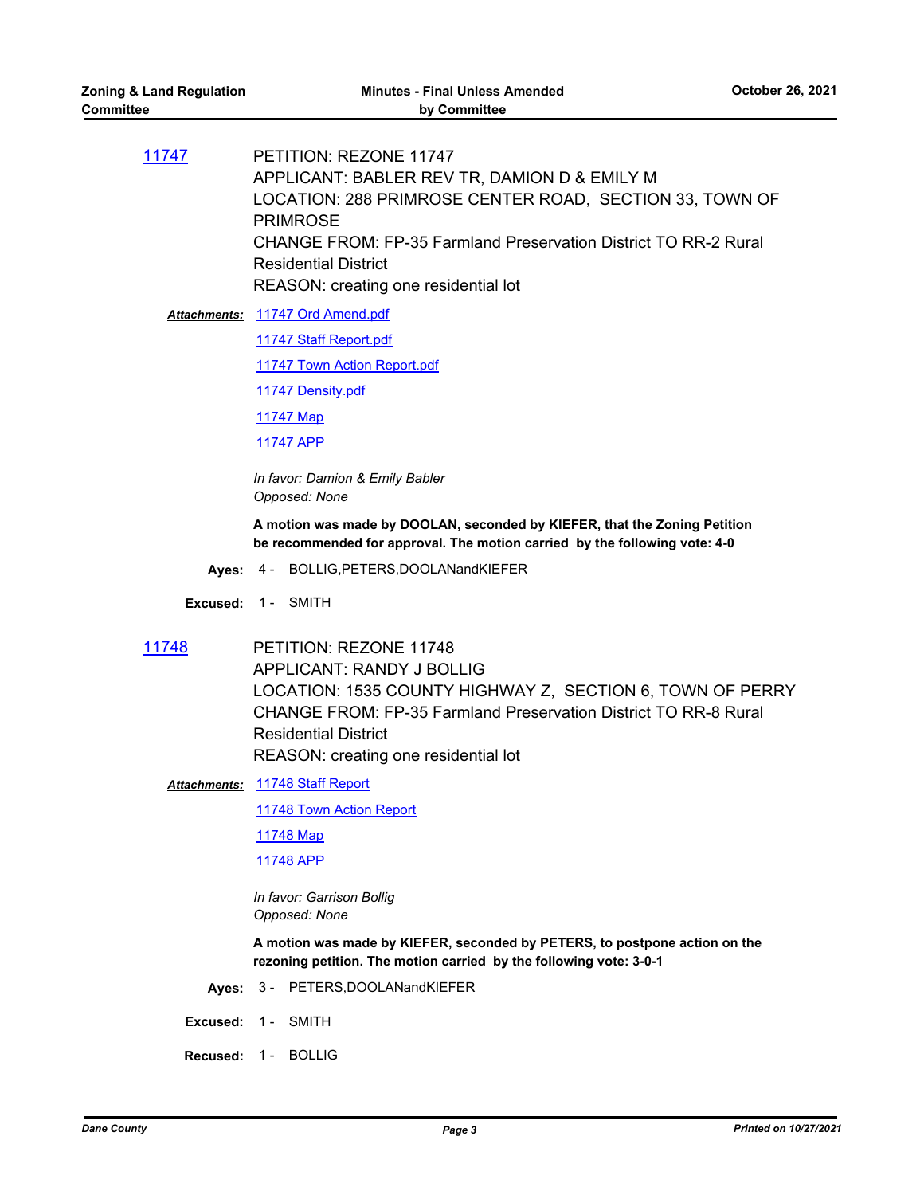[11747](#)

PETITION: REZONE 11747
APPLICANT: BABLER REV TR, DAMION D & EMILY M
LOCATION: 288 PRIMROSE CENTER ROAD, SECTION 33, TOWN OF PRIMROSE
CHANGE FROM: FP-35 Farmland Preservation District TO RR-2 Rural Residential District
REASON: creating one residential lot

***Attachments:*** [11747 Ord Amend.pdf](#)
[11747 Staff Report.pdf](#)
[11747 Town Action Report.pdf](#)
[11747 Density.pdf](#)
[11747 Map](#)
[11747 APP](#)

*In favor: Damion & Emily Babler*
*Opposed: None*

**A motion was made by DOOLAN, seconded by KIEFER, that the Zoning Petition be recommended for approval. The motion carried by the following vote: 4-0**

**Ayes:** 4 - BOLLIG,PETERS,DOOLANandKIEFER

**Excused:** 1 - SMITH

[11748](#)

PETITION: REZONE 11748
APPLICANT: RANDY J BOLLIG
LOCATION: 1535 COUNTY HIGHWAY Z, SECTION 6, TOWN OF PERRY
CHANGE FROM: FP-35 Farmland Preservation District TO RR-8 Rural Residential District
REASON: creating one residential lot

***Attachments:*** [11748 Staff Report](#)
[11748 Town Action Report](#)
[11748 Map](#)
[11748 APP](#)

*In favor: Garrison Bollig*
*Opposed: None*

**A motion was made by KIEFER, seconded by PETERS, to postpone action on the rezoning petition. The motion carried by the following vote: 3-0-1**

**Ayes:** 3 - PETERS,DOOLANandKIEFER

**Excused:** 1 - SMITH

**Recused:** 1 - BOLLIG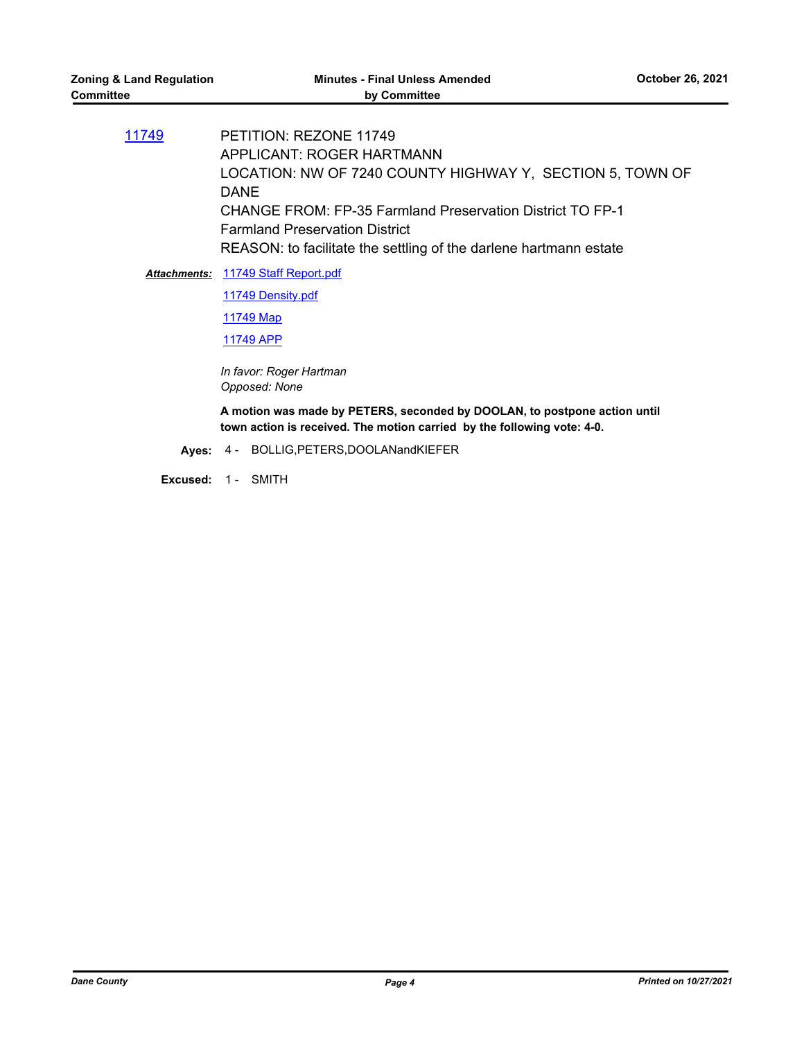11749 PETITION: REZONE 11749
APPLICANT: ROGER HARTMANN
LOCATION: NW OF 7240 COUNTY HIGHWAY Y, SECTION 5, TOWN OF DANE
CHANGE FROM: FP-35 Farmland Preservation District TO FP-1 Farmland Preservation District
REASON: to facilitate the settling of the darlene hartmann estate

***Attachments:*** 11749 Staff Report.pdf
11749 Density.pdf
11749 Map
11749 APP

*In favor: Roger Hartman*
*Opposed: None*

**A motion was made by PETERS, seconded by DOOLAN, to postpone action until town action is received. The motion carried by the following vote: 4-0.**

**Ayes:** 4 - BOLLIG,PETERS,DOOLANandKIEFER

**Excused:** 1 - SMITH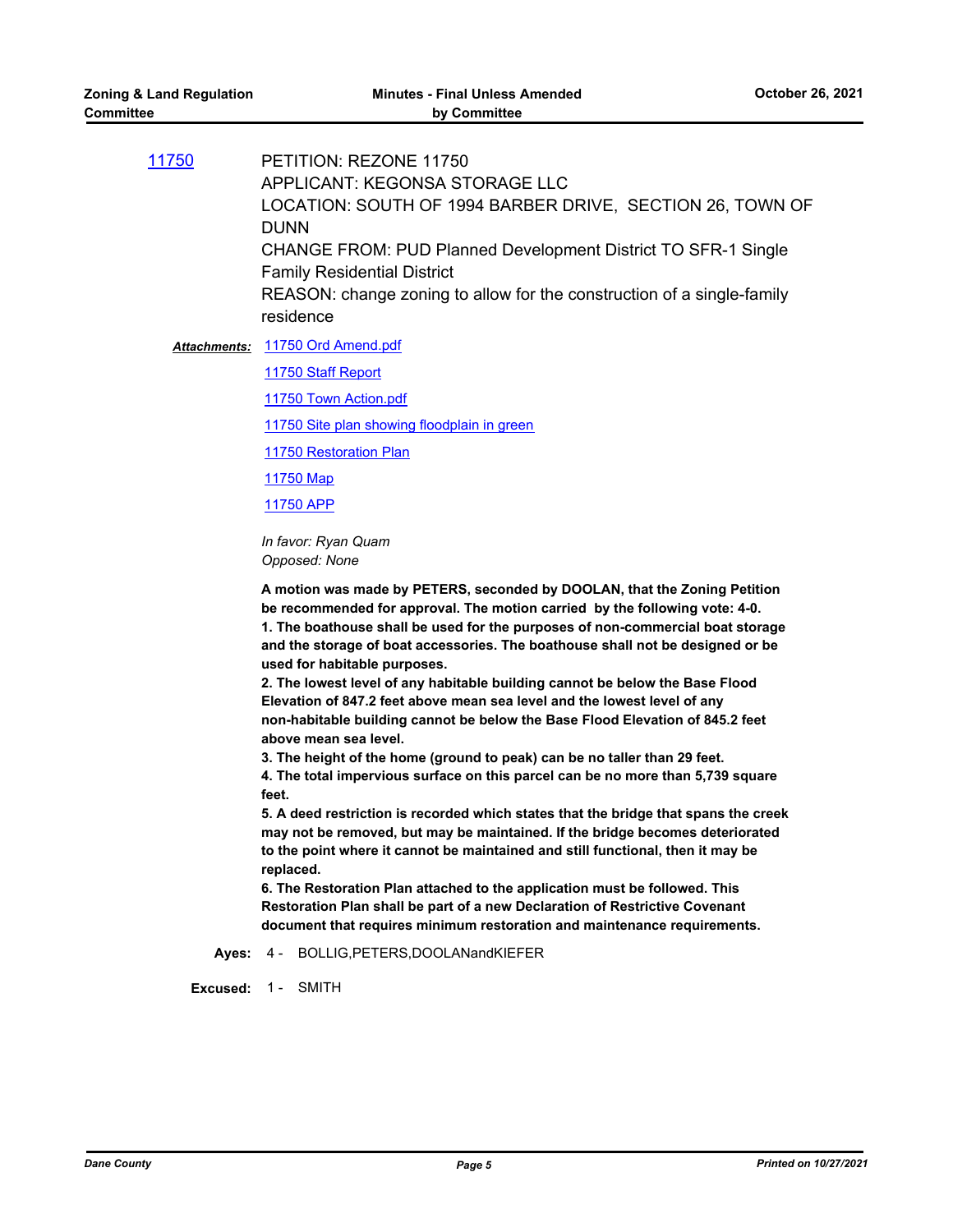11750 PETITION: REZONE 11750
APPLICANT: KEGONSA STORAGE LLC
LOCATION: SOUTH OF 1994 BARBER DRIVE, SECTION 26, TOWN OF DUNN
CHANGE FROM: PUD Planned Development District TO SFR-1 Single Family Residential District
REASON: change zoning to allow for the construction of a single-family residence

***Attachments:*** 11750 Ord Amend.pdf
11750 Staff Report
11750 Town Action.pdf
11750 Site plan showing floodplain in green
11750 Restoration Plan
11750 Map
11750 APP

*In favor: Ryan Quam*
*Opposed: None*

**A motion was made by PETERS, seconded by DOOLAN, that the Zoning Petition be recommended for approval. The motion carried by the following vote: 4-0.**
**1. The boathouse shall be used for the purposes of non-commercial boat storage and the storage of boat accessories. The boathouse shall not be designed or be used for habitable purposes.**
**2. The lowest level of any habitable building cannot be below the Base Flood Elevation of 847.2 feet above mean sea level and the lowest level of any non-habitable building cannot be below the Base Flood Elevation of 845.2 feet above mean sea level.**
**3. The height of the home (ground to peak) can be no taller than 29 feet.**
**4. The total impervious surface on this parcel can be no more than 5,739 square feet.**
**5. A deed restriction is recorded which states that the bridge that spans the creek may not be removed, but may be maintained. If the bridge becomes deteriorated to the point where it cannot be maintained and still functional, then it may be replaced.**
**6. The Restoration Plan attached to the application must be followed. This Restoration Plan shall be part of a new Declaration of Restrictive Covenant document that requires minimum restoration and maintenance requirements.**

**Ayes:** 4 - BOLLIG,PETERS,DOOLANandKIEFER

**Excused:** 1 - SMITH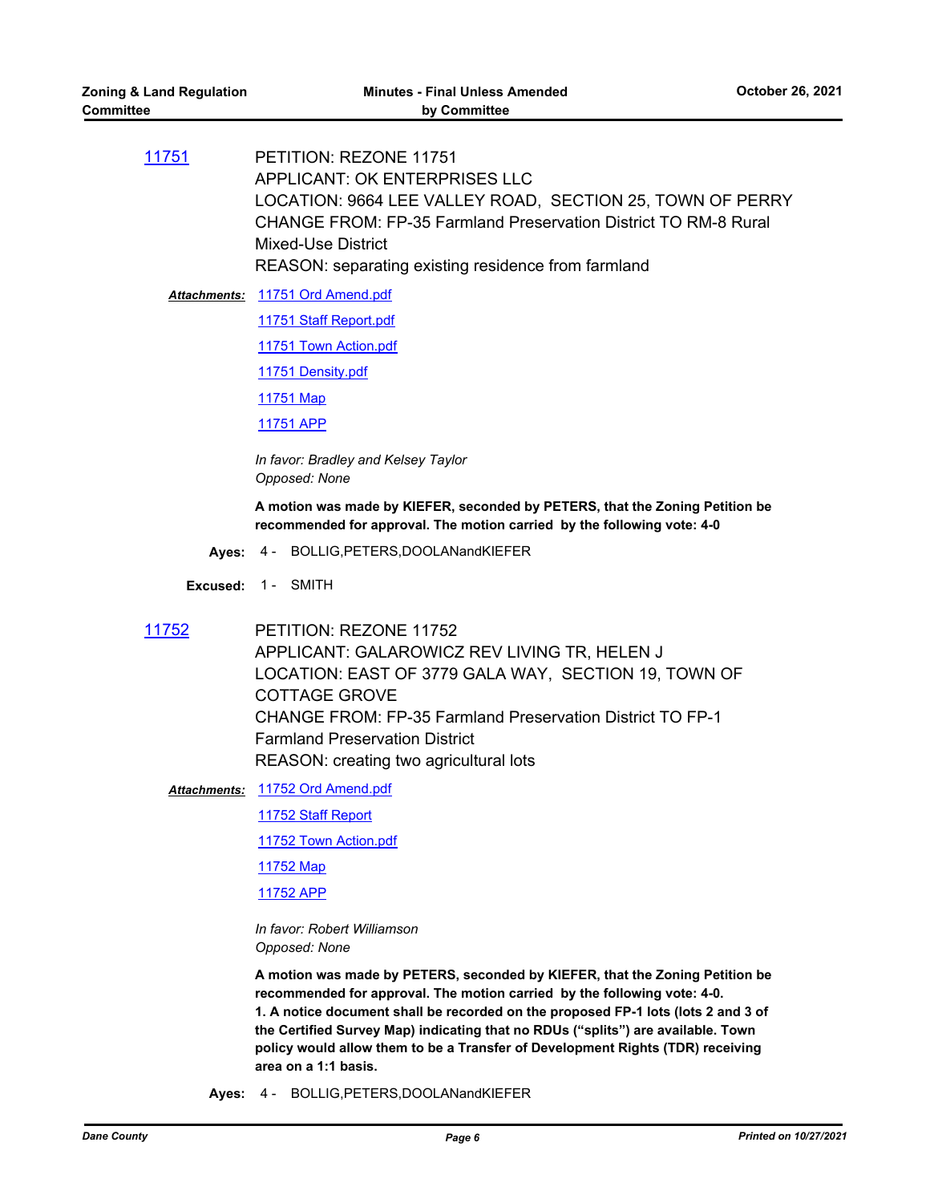11751

PETITION: REZONE 11751
APPLICANT: OK ENTERPRISES LLC
LOCATION: 9664 LEE VALLEY ROAD, SECTION 25, TOWN OF PERRY
CHANGE FROM: FP-35 Farmland Preservation District TO RM-8 Rural Mixed-Use District
REASON: separating existing residence from farmland

***Attachments:*** 11751 Ord Amend.pdf
11751 Staff Report.pdf
11751 Town Action.pdf
11751 Density.pdf
11751 Map
11751 APP

*In favor: Bradley and Kelsey Taylor*
*Opposed: None*

**A motion was made by KIEFER, seconded by PETERS, that the Zoning Petition be recommended for approval. The motion carried by the following vote: 4-0**

**Ayes:** 4 - BOLLIG,PETERS,DOOLANandKIEFER

**Excused:** 1 - SMITH

11752

PETITION: REZONE 11752
APPLICANT: GALAROWICZ REV LIVING TR, HELEN J
LOCATION: EAST OF 3779 GALA WAY, SECTION 19, TOWN OF COTTAGE GROVE
CHANGE FROM: FP-35 Farmland Preservation District TO FP-1 Farmland Preservation District
REASON: creating two agricultural lots

***Attachments:*** 11752 Ord Amend.pdf
11752 Staff Report
11752 Town Action.pdf
11752 Map
11752 APP

*In favor: Robert Williamson*
*Opposed: None*

**A motion was made by PETERS, seconded by KIEFER, that the Zoning Petition be recommended for approval. The motion carried by the following vote: 4-0.**
**1. A notice document shall be recorded on the proposed FP-1 lots (lots 2 and 3 of the Certified Survey Map) indicating that no RDUs ("splits") are available. Town policy would allow them to be a Transfer of Development Rights (TDR) receiving area on a 1:1 basis.**

**Ayes:** 4 - BOLLIG,PETERS,DOOLANandKIEFER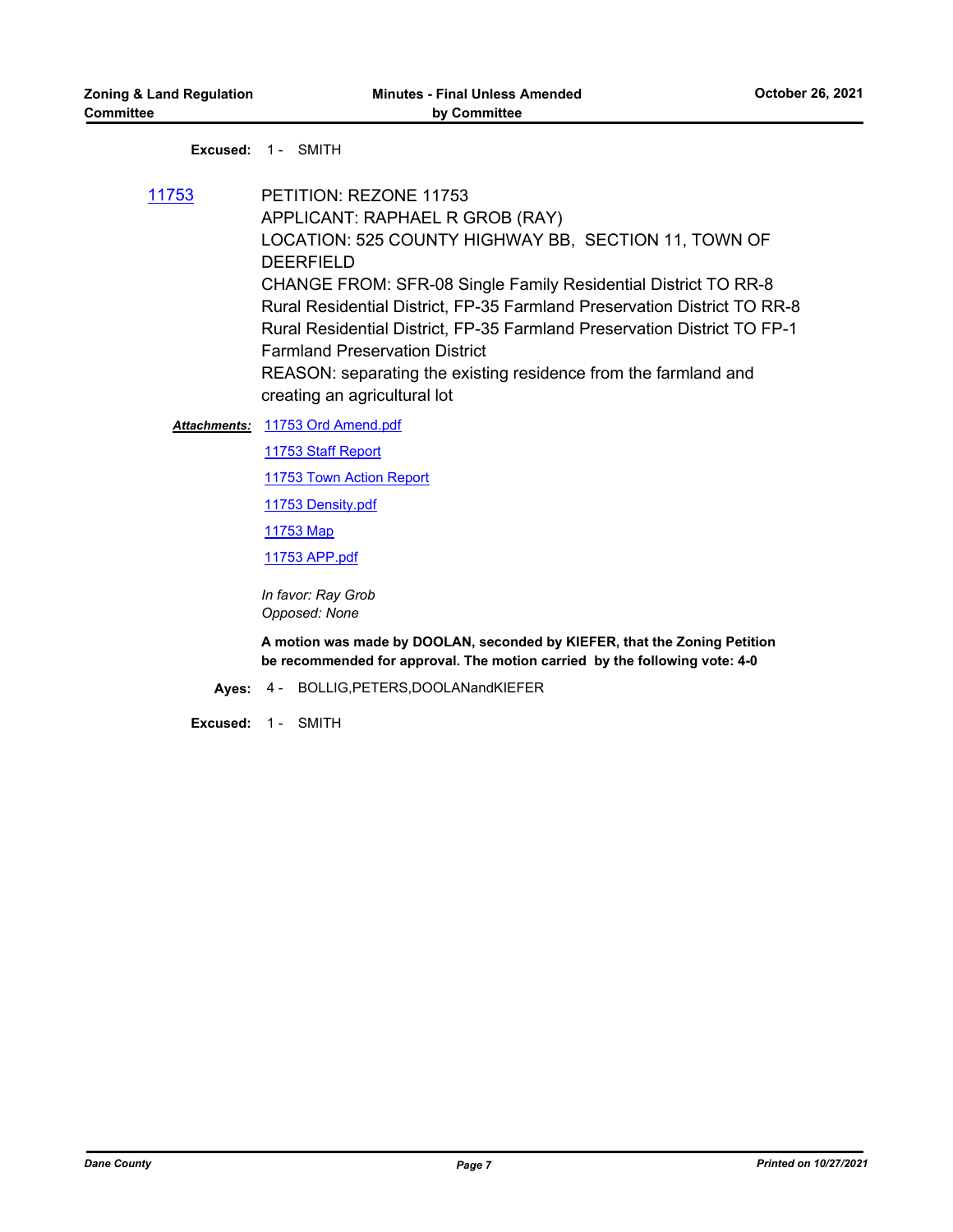**Excused:** 1 - SMITH

11753 PETITION: REZONE 11753
APPLICANT: RAPHAEL R GROB (RAY)
LOCATION: 525 COUNTY HIGHWAY BB, SECTION 11, TOWN OF DEERFIELD
CHANGE FROM: SFR-08 Single Family Residential District TO RR-8 Rural Residential District, FP-35 Farmland Preservation District TO RR-8 Rural Residential District, FP-35 Farmland Preservation District TO FP-1 Farmland Preservation District
REASON: separating the existing residence from the farmland and creating an agricultural lot

***Attachments:*** 11753 Ord Amend.pdf
11753 Staff Report
11753 Town Action Report
11753 Density.pdf
11753 Map
11753 APP.pdf

*In favor: Ray Grob*
*Opposed: None*

**A motion was made by DOOLAN, seconded by KIEFER, that the Zoning Petition be recommended for approval. The motion carried by the following vote: 4-0**

**Ayes:** 4 - BOLLIG,PETERS,DOOLANandKIEFER

**Excused:** 1 - SMITH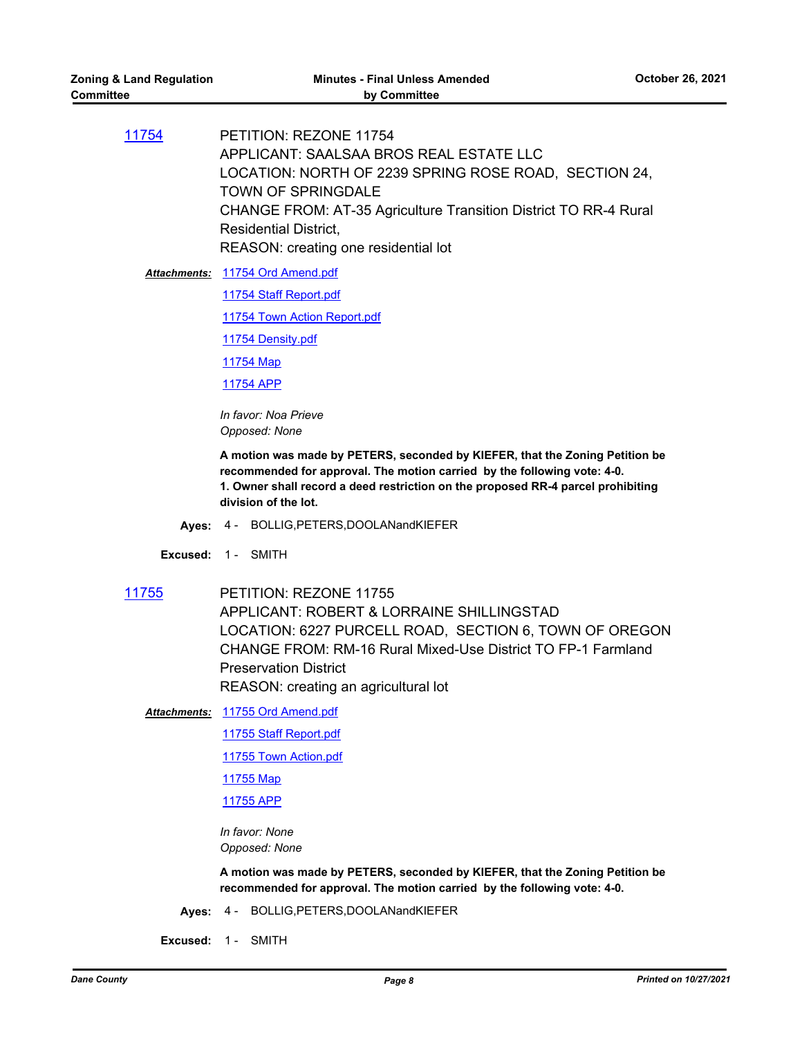**11754** PETITION: REZONE 11754
APPLICANT: SAALSAA BROS REAL ESTATE LLC
LOCATION: NORTH OF 2239 SPRING ROSE ROAD, SECTION 24, TOWN OF SPRINGDALE
CHANGE FROM: AT-35 Agriculture Transition District TO RR-4 Rural Residential District,
REASON: creating one residential lot

***Attachments:*** 11754 Ord Amend.pdf
11754 Staff Report.pdf
11754 Town Action Report.pdf
11754 Density.pdf
11754 Map
11754 APP

*In favor: Noa Prieve*
*Opposed: None*

**A motion was made by PETERS, seconded by KIEFER, that the Zoning Petition be recommended for approval. The motion carried by the following vote: 4-0.**
**1. Owner shall record a deed restriction on the proposed RR-4 parcel prohibiting division of the lot.**

**Ayes:** 4 - BOLLIG,PETERS,DOOLANandKIEFER

**Excused:** 1 - SMITH

**11755** PETITION: REZONE 11755
APPLICANT: ROBERT & LORRAINE SHILLINGSTAD
LOCATION: 6227 PURCELL ROAD, SECTION 6, TOWN OF OREGON
CHANGE FROM: RM-16 Rural Mixed-Use District TO FP-1 Farmland Preservation District
REASON: creating an agricultural lot

***Attachments:*** 11755 Ord Amend.pdf
11755 Staff Report.pdf
11755 Town Action.pdf
11755 Map
11755 APP

*In favor: None*
*Opposed: None*

**A motion was made by PETERS, seconded by KIEFER, that the Zoning Petition be recommended for approval. The motion carried by the following vote: 4-0.**

**Ayes:** 4 - BOLLIG,PETERS,DOOLANandKIEFER

**Excused:** 1 - SMITH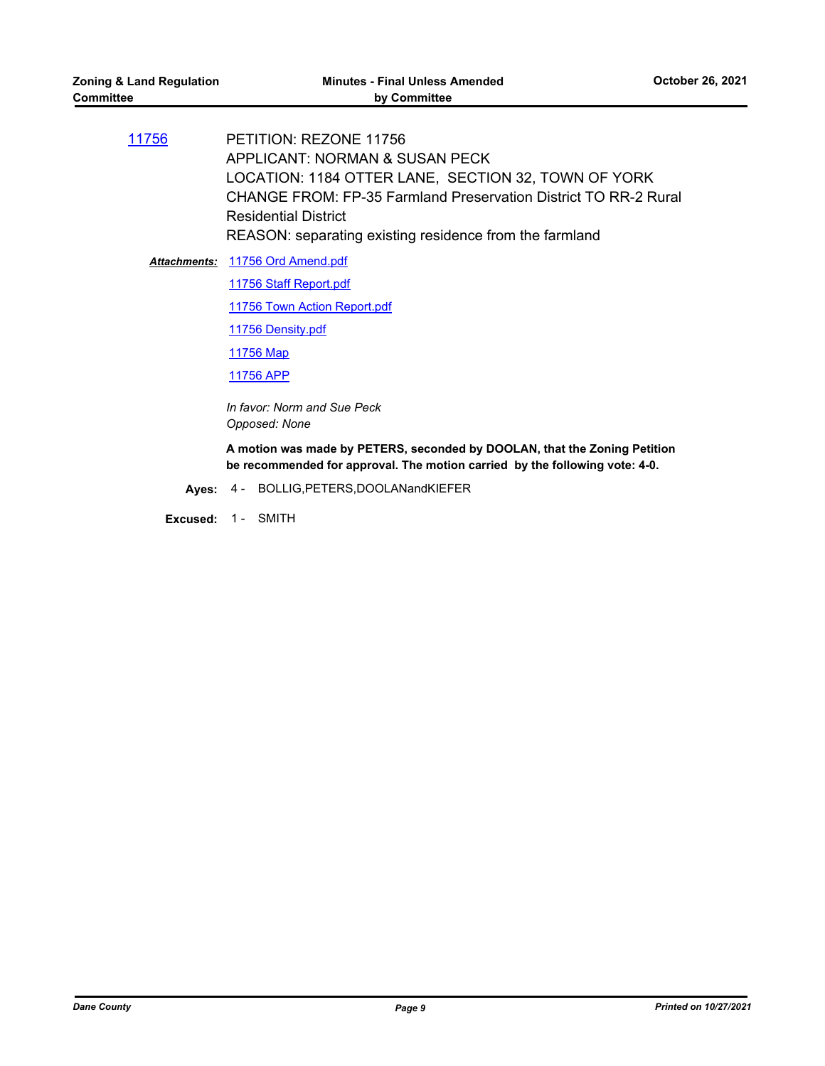11756 PETITION: REZONE 11756
APPLICANT: NORMAN & SUSAN PECK
LOCATION: 1184 OTTER LANE, SECTION 32, TOWN OF YORK
CHANGE FROM: FP-35 Farmland Preservation District TO RR-2 Rural Residential District
REASON: separating existing residence from the farmland

***Attachments:*** 11756 Ord Amend.pdf
11756 Staff Report.pdf
11756 Town Action Report.pdf
11756 Density.pdf
11756 Map
11756 APP

*In favor: Norm and Sue Peck*
*Opposed: None*

**A motion was made by PETERS, seconded by DOOLAN, that the Zoning Petition be recommended for approval. The motion carried by the following vote: 4-0.**

**Ayes:** 4 - BOLLIG,PETERS,DOOLANandKIEFER

**Excused:** 1 - SMITH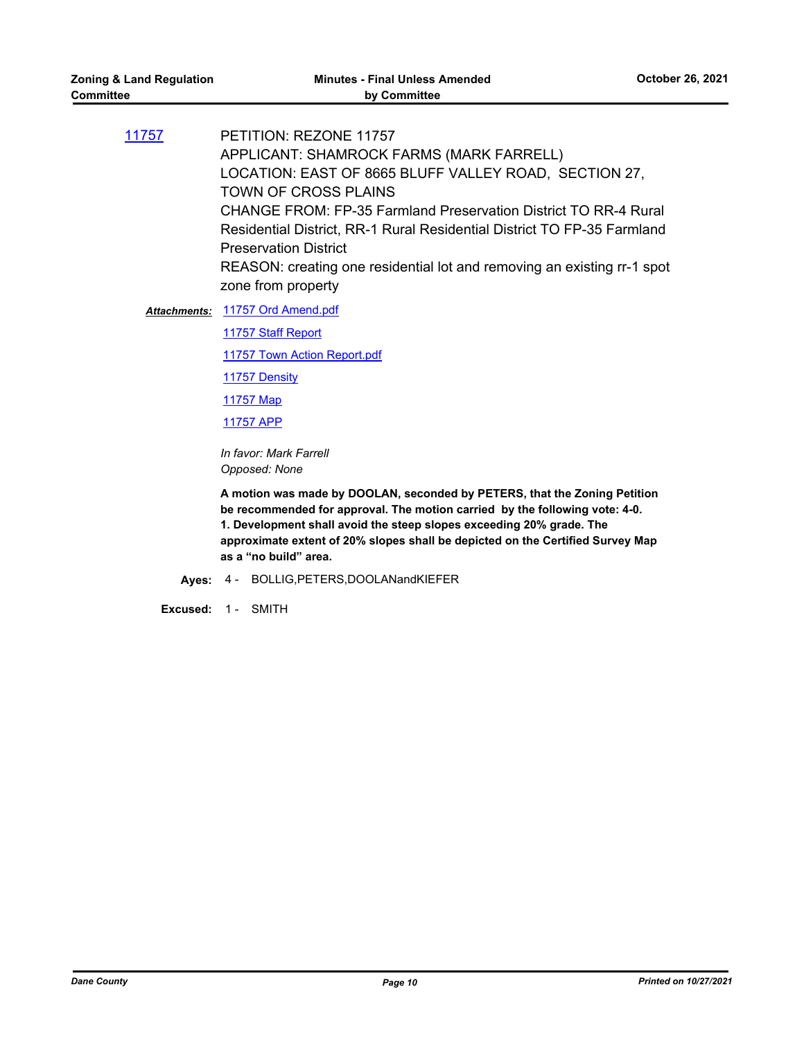**11757**

PETITION: REZONE 11757
APPLICANT: SHAMROCK FARMS (MARK FARRELL)
LOCATION: EAST OF 8665 BLUFF VALLEY ROAD, SECTION 27, TOWN OF CROSS PLAINS
CHANGE FROM: FP-35 Farmland Preservation District TO RR-4 Rural Residential District, RR-1 Rural Residential District TO FP-35 Farmland Preservation District
REASON: creating one residential lot and removing an existing rr-1 spot zone from property

***Attachments:*** 11757 Ord Amend.pdf
11757 Staff Report
11757 Town Action Report.pdf
11757 Density
11757 Map
11757 APP

*In favor: Mark Farrell*
*Opposed: None*

**A motion was made by DOOLAN, seconded by PETERS, that the Zoning Petition be recommended for approval. The motion carried by the following vote: 4-0.**
**1. Development shall avoid the steep slopes exceeding 20% grade. The approximate extent of 20% slopes shall be depicted on the Certified Survey Map as a "no build" area.**

**Ayes:** 4 - BOLLIG,PETERS,DOOLANandKIEFER

**Excused:** 1 - SMITH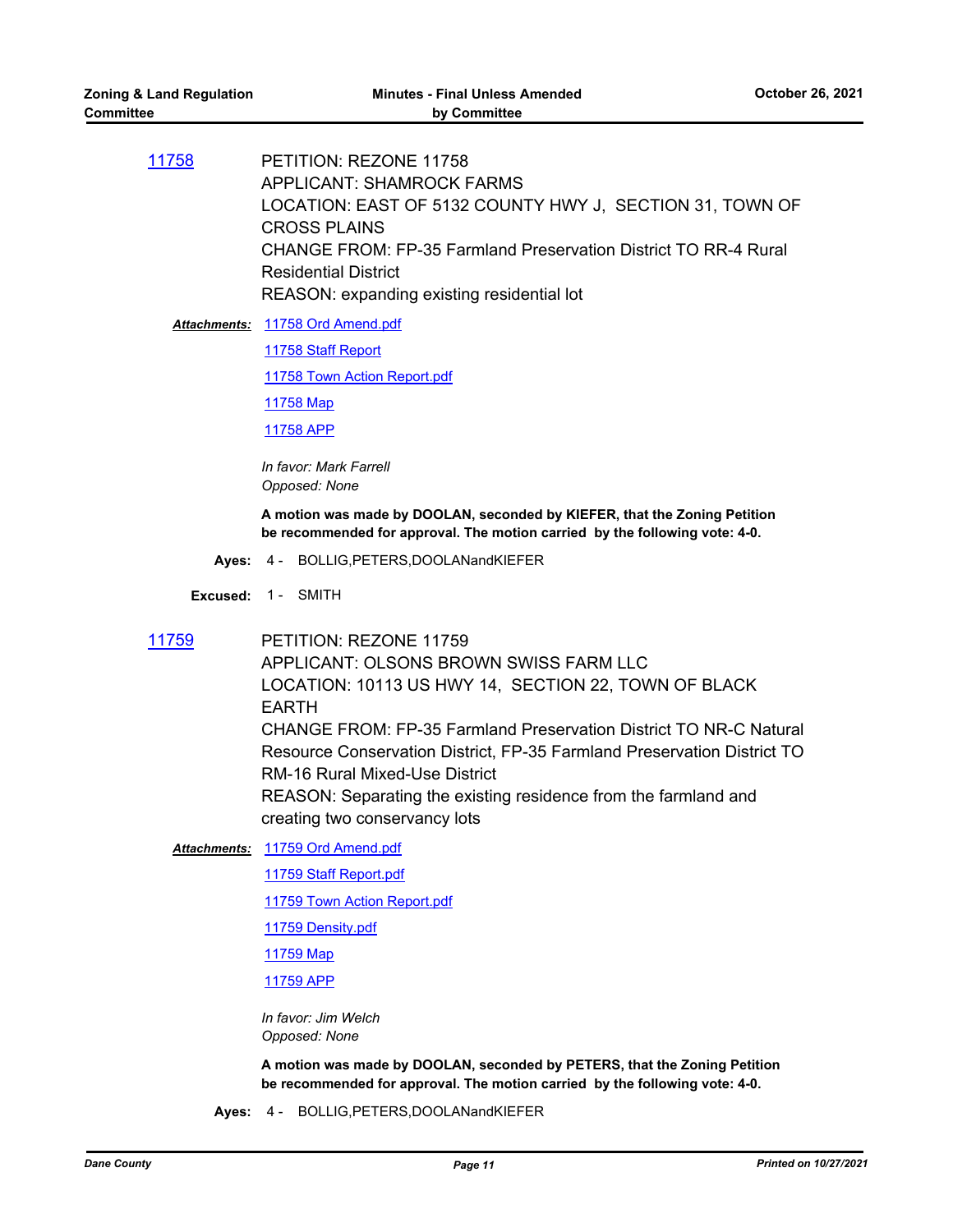[11758](11758)

PETITION: REZONE 11758
APPLICANT: SHAMROCK FARMS
LOCATION: EAST OF 5132 COUNTY HWY J, SECTION 31, TOWN OF CROSS PLAINS
CHANGE FROM: FP-35 Farmland Preservation District TO RR-4 Rural Residential District
REASON: expanding existing residential lot

***Attachments:*** 11758 Ord Amend.pdf
11758 Staff Report
11758 Town Action Report.pdf
11758 Map
11758 APP

*In favor: Mark Farrell*
*Opposed: None*

**A motion was made by DOOLAN, seconded by KIEFER, that the Zoning Petition be recommended for approval. The motion carried by the following vote: 4-0.**

**Ayes:** 4 - BOLLIG,PETERS,DOOLANandKIEFER

**Excused:** 1 - SMITH

[11759](11759)

PETITION: REZONE 11759
APPLICANT: OLSONS BROWN SWISS FARM LLC
LOCATION: 10113 US HWY 14, SECTION 22, TOWN OF BLACK EARTH
CHANGE FROM: FP-35 Farmland Preservation District TO NR-C Natural Resource Conservation District, FP-35 Farmland Preservation District TO RM-16 Rural Mixed-Use District
REASON: Separating the existing residence from the farmland and creating two conservancy lots

***Attachments:*** 11759 Ord Amend.pdf
11759 Staff Report.pdf
11759 Town Action Report.pdf
11759 Density.pdf
11759 Map
11759 APP

*In favor: Jim Welch*
*Opposed: None*

**A motion was made by DOOLAN, seconded by PETERS, that the Zoning Petition be recommended for approval. The motion carried by the following vote: 4-0.**

**Ayes:** 4 - BOLLIG,PETERS,DOOLANandKIEFER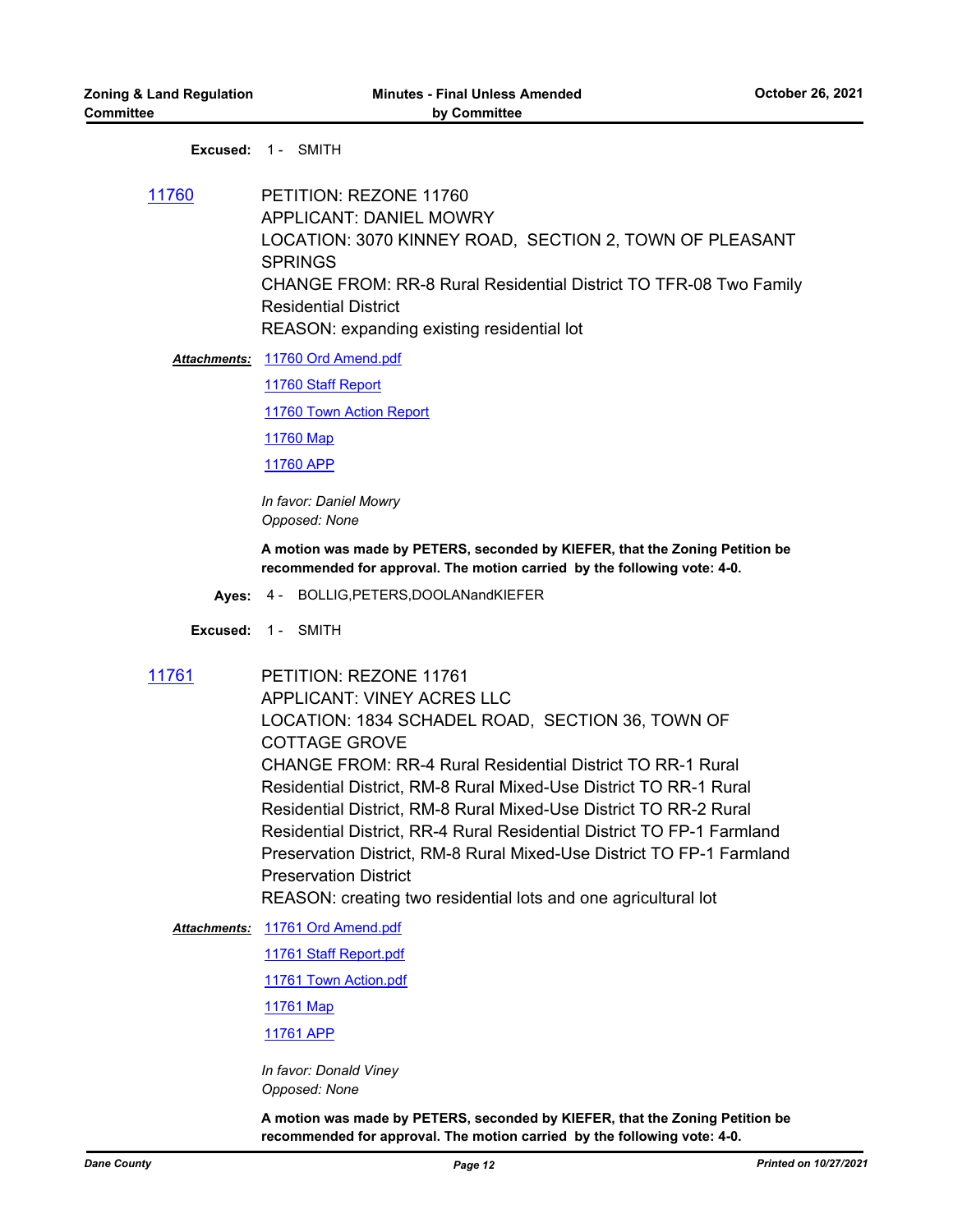**Excused:** 1 - SMITH

[11760](11760)

PETITION: REZONE 11760
APPLICANT: DANIEL MOWRY
LOCATION: 3070 KINNEY ROAD, SECTION 2, TOWN OF PLEASANT SPRINGS
CHANGE FROM: RR-8 Rural Residential District TO TFR-08 Two Family Residential District
REASON: expanding existing residential lot

***Attachments:*** [11760 Ord Amend.pdf](11760 Ord Amend.pdf)
[11760 Staff Report](11760 Staff Report)
[11760 Town Action Report](11760 Town Action Report)
[11760 Map](11760 Map)
[11760 APP](11760 APP)

*In favor: Daniel Mowry*
*Opposed: None*

**A motion was made by PETERS, seconded by KIEFER, that the Zoning Petition be recommended for approval. The motion carried by the following vote: 4-0.**

**Ayes:** 4 - BOLLIG,PETERS,DOOLANandKIEFER

**Excused:** 1 - SMITH

[11761](11761)

PETITION: REZONE 11761
APPLICANT: VINEY ACRES LLC
LOCATION: 1834 SCHADEL ROAD, SECTION 36, TOWN OF COTTAGE GROVE
CHANGE FROM: RR-4 Rural Residential District TO RR-1 Rural Residential District, RM-8 Rural Mixed-Use District TO RR-1 Rural Residential District, RM-8 Rural Mixed-Use District TO RR-2 Rural Residential District, RR-4 Rural Residential District TO FP-1 Farmland Preservation District, RM-8 Rural Mixed-Use District TO FP-1 Farmland Preservation District
REASON: creating two residential lots and one agricultural lot

***Attachments:*** [11761 Ord Amend.pdf](11761 Ord Amend.pdf)
[11761 Staff Report.pdf](11761 Staff Report.pdf)
[11761 Town Action.pdf](11761 Town Action.pdf)
[11761 Map](11761 Map)
[11761 APP](11761 APP)

*In favor: Donald Viney*
*Opposed: None*

**A motion was made by PETERS, seconded by KIEFER, that the Zoning Petition be recommended for approval. The motion carried by the following vote: 4-0.**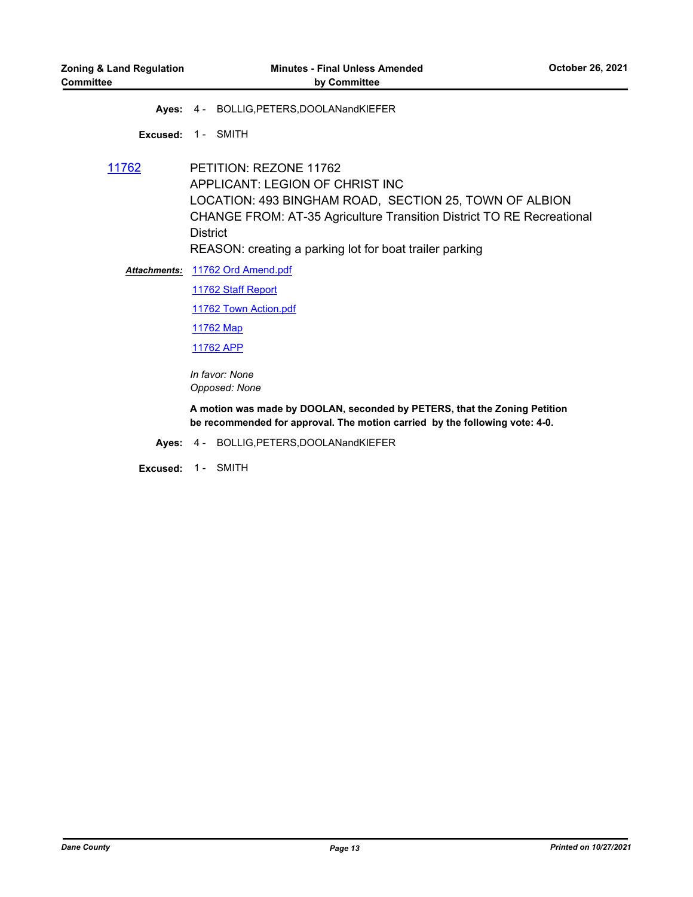**Ayes:** 4 - BOLLIG,PETERS,DOOLANandKIEFER

**Excused:** 1 - SMITH

**11762** PETITION: REZONE 11762
APPLICANT: LEGION OF CHRIST INC
LOCATION: 493 BINGHAM ROAD, SECTION 25, TOWN OF ALBION
CHANGE FROM: AT-35 Agriculture Transition District TO RE Recreational District
REASON: creating a parking lot for boat trailer parking

***Attachments:*** 11762 Ord Amend.pdf
11762 Staff Report
11762 Town Action.pdf
11762 Map
11762 APP

*In favor: None*
*Opposed: None*

**A motion was made by DOOLAN, seconded by PETERS, that the Zoning Petition be recommended for approval. The motion carried by the following vote: 4-0.**

**Ayes:** 4 - BOLLIG,PETERS,DOOLANandKIEFER

**Excused:** 1 - SMITH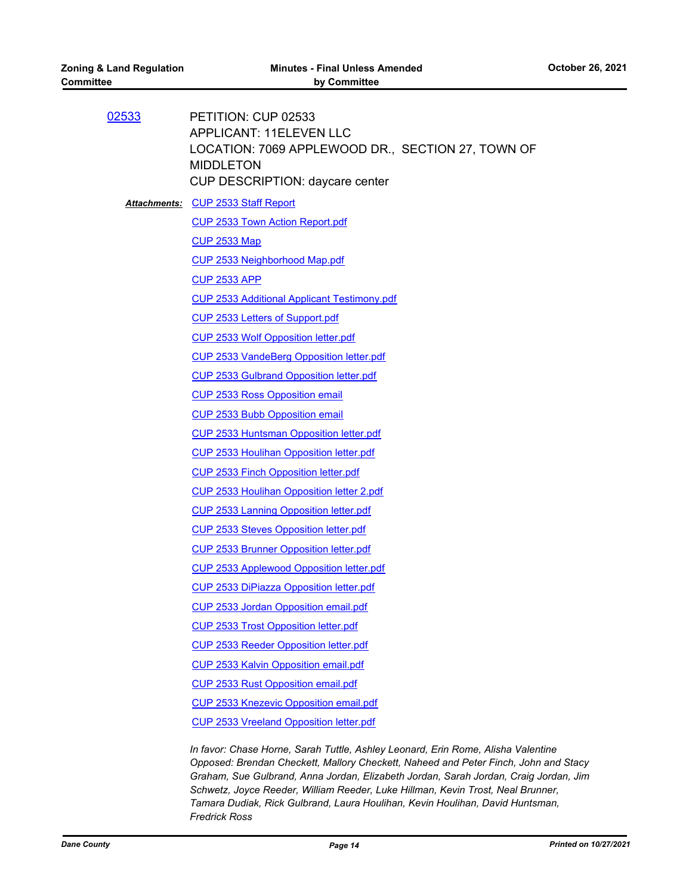[02533](02533)

PETITION: CUP 02533
APPLICANT: 11ELEVEN LLC
LOCATION: 7069 APPLEWOOD DR., SECTION 27, TOWN OF MIDDLETON
CUP DESCRIPTION: daycare center

***Attachments:***
- CUP 2533 Staff Report
- CUP 2533 Town Action Report.pdf
- CUP 2533 Map
- CUP 2533 Neighborhood Map.pdf
- CUP 2533 APP
- CUP 2533 Additional Applicant Testimony.pdf
- CUP 2533 Letters of Support.pdf
- CUP 2533 Wolf Opposition letter.pdf
- CUP 2533 VandeBerg Opposition letter.pdf
- CUP 2533 Gulbrand Opposition letter.pdf
- CUP 2533 Ross Opposition email
- CUP 2533 Bubb Opposition email
- CUP 2533 Huntsman Opposition letter.pdf
- CUP 2533 Houlihan Opposition letter.pdf
- CUP 2533 Finch Opposition letter.pdf
- CUP 2533 Houlihan Opposition letter 2.pdf
- CUP 2533 Lanning Opposition letter.pdf
- CUP 2533 Steves Opposition letter.pdf
- CUP 2533 Brunner Opposition letter.pdf
- CUP 2533 Applewood Opposition letter.pdf
- CUP 2533 DiPiazza Opposition letter.pdf
- CUP 2533 Jordan Opposition email.pdf
- CUP 2533 Trost Opposition letter.pdf
- CUP 2533 Reeder Opposition letter.pdf
- CUP 2533 Kalvin Opposition email.pdf
- CUP 2533 Rust Opposition email.pdf
- CUP 2533 Knezevic Opposition email.pdf
- CUP 2533 Vreeland Opposition letter.pdf

*In favor: Chase Horne, Sarah Tuttle, Ashley Leonard, Erin Rome, Alisha Valentine*
*Opposed: Brendan Checkett, Mallory Checkett, Naheed and Peter Finch, John and Stacy Graham, Sue Gulbrand, Anna Jordan, Elizabeth Jordan, Sarah Jordan, Craig Jordan, Jim Schwetz, Joyce Reeder, William Reeder, Luke Hillman, Kevin Trost, Neal Brunner, Tamara Dudiak, Rick Gulbrand, Laura Houlihan, Kevin Houlihan, David Huntsman, Fredrick Ross*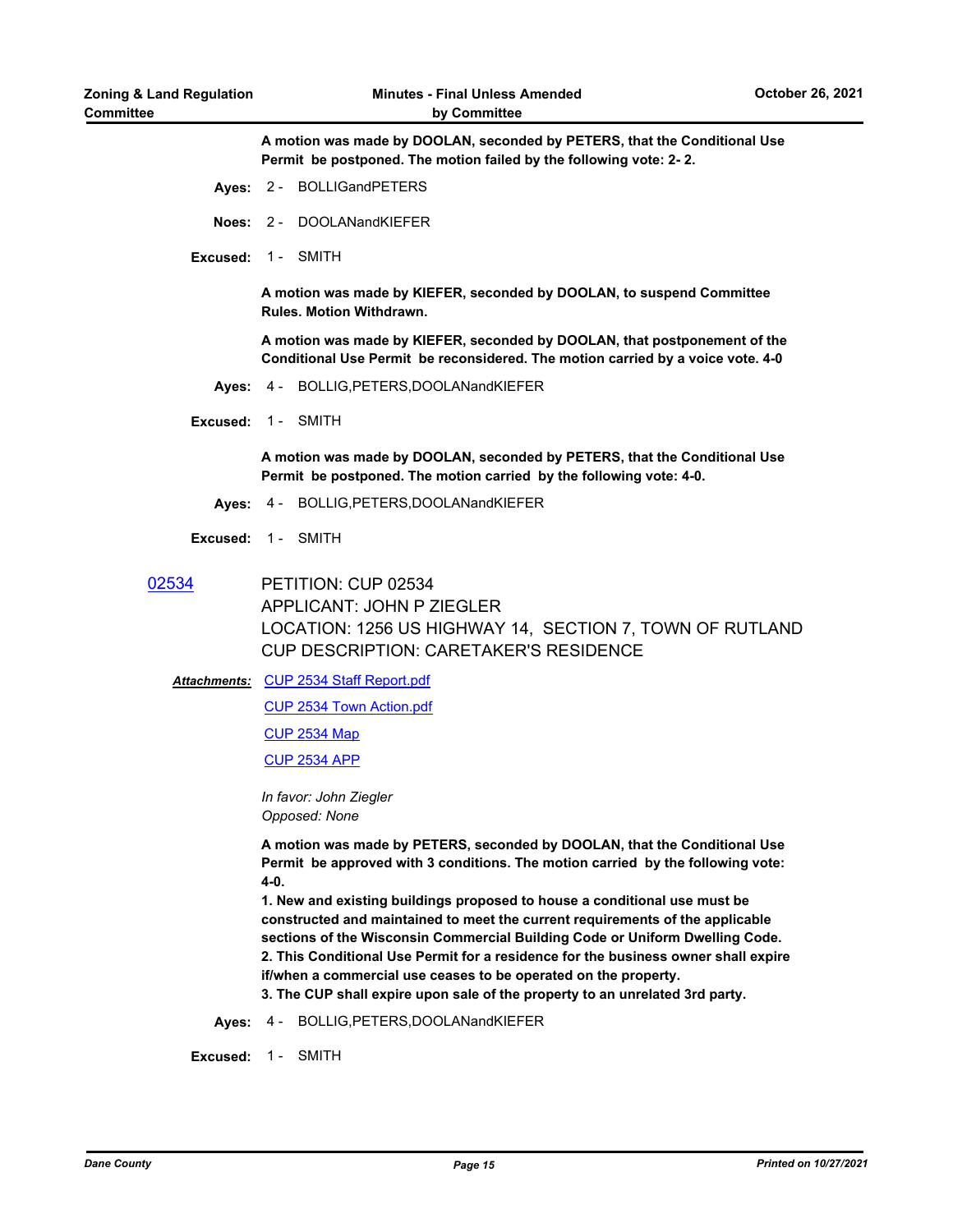**A motion was made by DOOLAN, seconded by PETERS, that the Conditional Use Permit be postponed. The motion failed by the following vote: 2- 2.**

**Ayes:** 2 - BOLLIGandPETERS

**Noes:** 2 - DOOLANandKIEFER

**Excused:** 1 - SMITH

**A motion was made by KIEFER, seconded by DOOLAN, to suspend Committee Rules. Motion Withdrawn.**

**A motion was made by KIEFER, seconded by DOOLAN, that postponement of the Conditional Use Permit be reconsidered. The motion carried by a voice vote. 4-0**

**Ayes:** 4 - BOLLIG,PETERS,DOOLANandKIEFER

**Excused:** 1 - SMITH

**A motion was made by DOOLAN, seconded by PETERS, that the Conditional Use Permit be postponed. The motion carried by the following vote: 4-0.**

**Ayes:** 4 - BOLLIG,PETERS,DOOLANandKIEFER

**Excused:** 1 - SMITH

## 02534

PETITION: CUP 02534
APPLICANT: JOHN P ZIEGLER
LOCATION: 1256 US HIGHWAY 14, SECTION 7, TOWN OF RUTLAND
CUP DESCRIPTION: CARETAKER'S RESIDENCE

***Attachments:*** CUP 2534 Staff Report.pdf
CUP 2534 Town Action.pdf
CUP 2534 Map
CUP 2534 APP

*In favor: John Ziegler*
*Opposed: None*

**A motion was made by PETERS, seconded by DOOLAN, that the Conditional Use Permit be approved with 3 conditions. The motion carried by the following vote: 4-0.**

**1. New and existing buildings proposed to house a conditional use must be constructed and maintained to meet the current requirements of the applicable sections of the Wisconsin Commercial Building Code or Uniform Dwelling Code.**
**2. This Conditional Use Permit for a residence for the business owner shall expire if/when a commercial use ceases to be operated on the property.**
**3. The CUP shall expire upon sale of the property to an unrelated 3rd party.**

**Ayes:** 4 - BOLLIG,PETERS,DOOLANandKIEFER

**Excused:** 1 - SMITH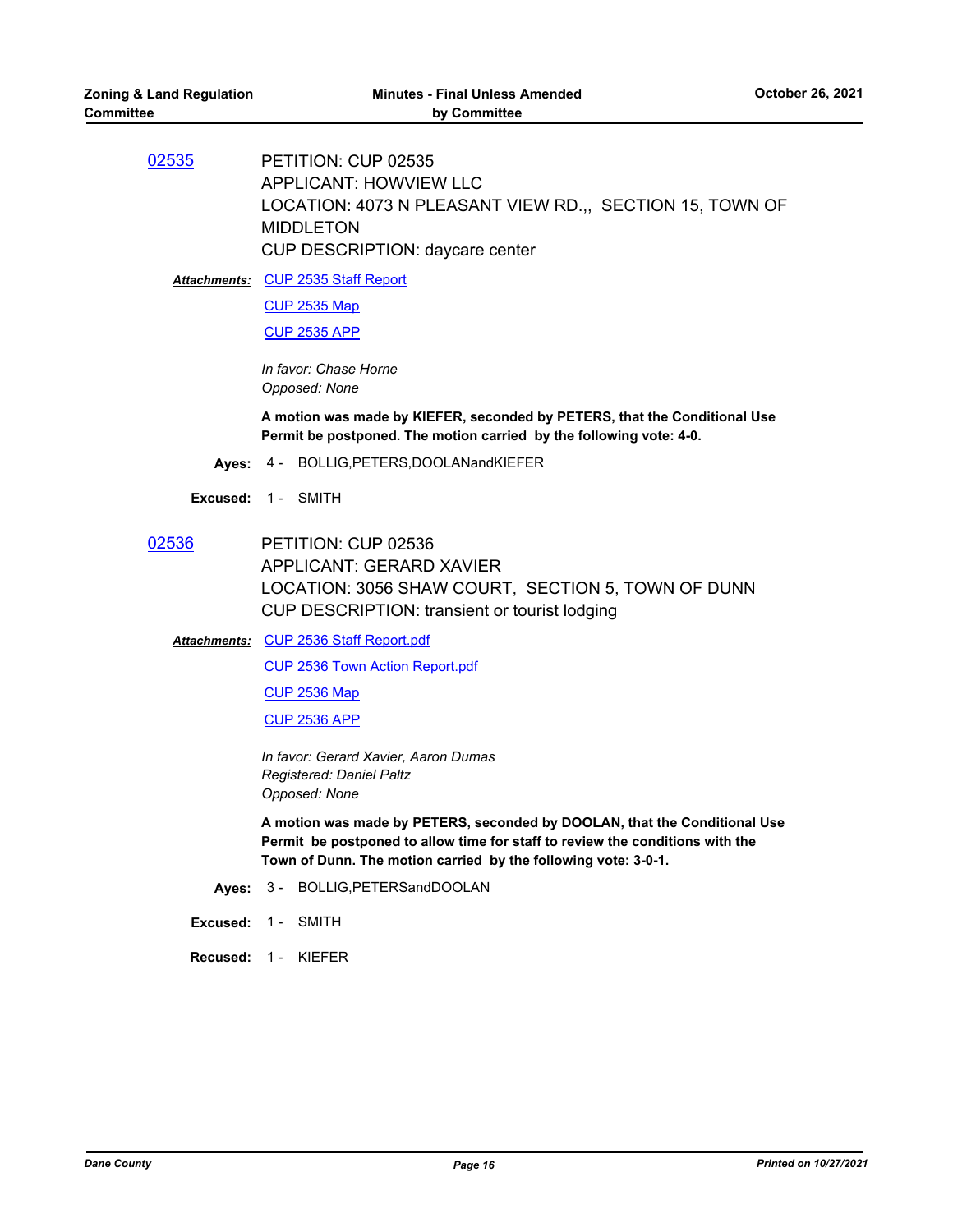02535

PETITION: CUP 02535
APPLICANT: HOWVIEW LLC
LOCATION: 4073 N PLEASANT VIEW RD.,, SECTION 15, TOWN OF MIDDLETON
CUP DESCRIPTION: daycare center

***Attachments:*** CUP 2535 Staff Report

CUP 2535 Map

CUP 2535 APP

*In favor: Chase Horne*
*Opposed: None*

**A motion was made by KIEFER, seconded by PETERS, that the Conditional Use Permit be postponed. The motion carried by the following vote: 4-0.**

**Ayes:** 4 - BOLLIG,PETERS,DOOLANandKIEFER

**Excused:** 1 - SMITH

02536

PETITION: CUP 02536
APPLICANT: GERARD XAVIER
LOCATION: 3056 SHAW COURT, SECTION 5, TOWN OF DUNN
CUP DESCRIPTION: transient or tourist lodging

***Attachments:*** CUP 2536 Staff Report.pdf

CUP 2536 Town Action Report.pdf

CUP 2536 Map

CUP 2536 APP

*In favor: Gerard Xavier, Aaron Dumas*
*Registered: Daniel Paltz*
*Opposed: None*

**A motion was made by PETERS, seconded by DOOLAN, that the Conditional Use Permit be postponed to allow time for staff to review the conditions with the Town of Dunn. The motion carried by the following vote: 3-0-1.**

**Ayes:** 3 - BOLLIG,PETERSandDOOLAN

**Excused:** 1 - SMITH

**Recused:** 1 - KIEFER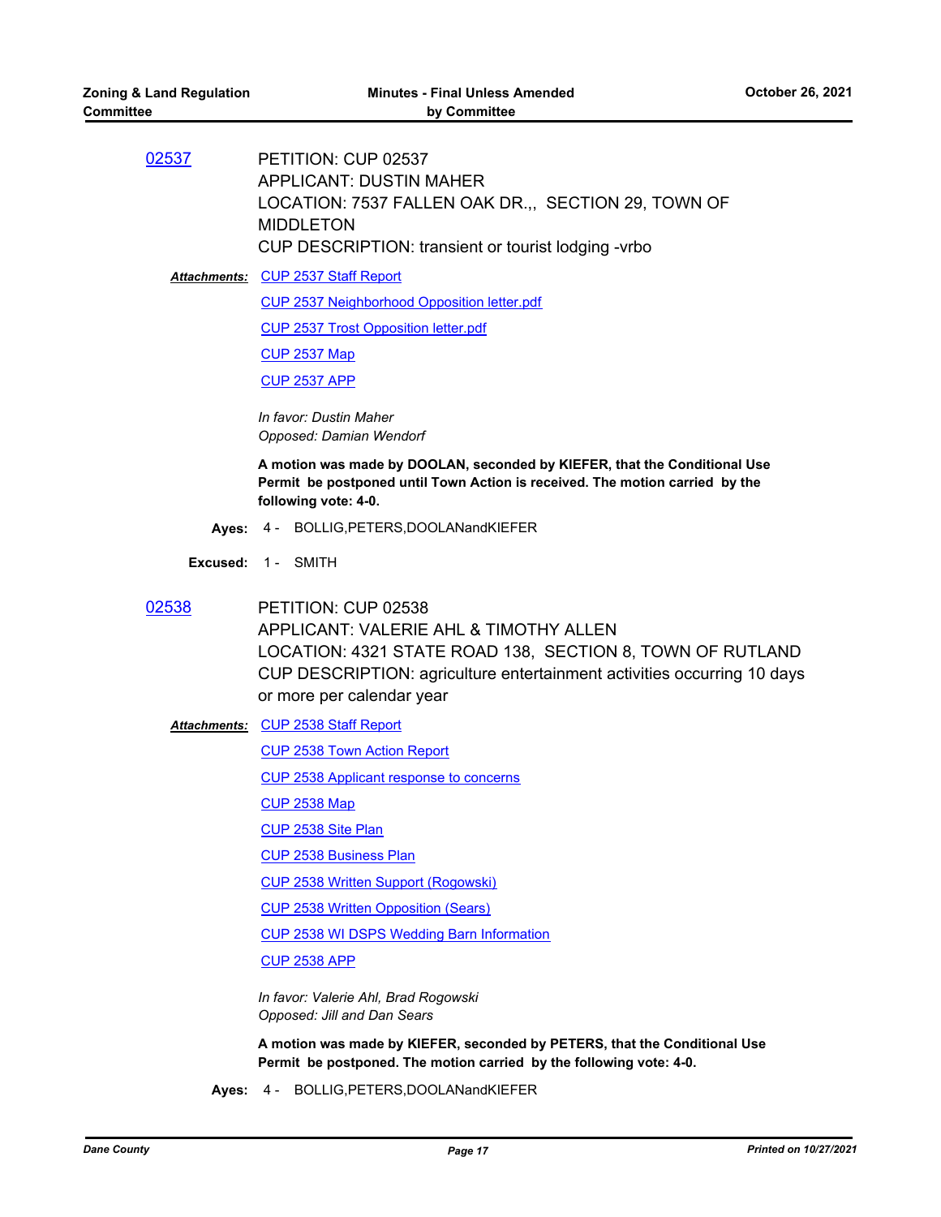**02537** PETITION: CUP 02537
APPLICANT: DUSTIN MAHER
LOCATION: 7537 FALLEN OAK DR.,, SECTION 29, TOWN OF MIDDLETON
CUP DESCRIPTION: transient or tourist lodging -vrbo

***Attachments:*** CUP 2537 Staff Report
CUP 2537 Neighborhood Opposition letter.pdf
CUP 2537 Trost Opposition letter.pdf
CUP 2537 Map
CUP 2537 APP

*In favor: Dustin Maher*
*Opposed: Damian Wendorf*

**A motion was made by DOOLAN, seconded by KIEFER, that the Conditional Use Permit be postponed until Town Action is received. The motion carried by the following vote: 4-0.**

**Ayes:** 4 - BOLLIG,PETERS,DOOLANandKIEFER

**Excused:** 1 - SMITH

**02538** PETITION: CUP 02538
APPLICANT: VALERIE AHL & TIMOTHY ALLEN
LOCATION: 4321 STATE ROAD 138, SECTION 8, TOWN OF RUTLAND
CUP DESCRIPTION: agriculture entertainment activities occurring 10 days or more per calendar year

***Attachments:*** CUP 2538 Staff Report
CUP 2538 Town Action Report
CUP 2538 Applicant response to concerns
CUP 2538 Map
CUP 2538 Site Plan
CUP 2538 Business Plan
CUP 2538 Written Support (Rogowski)
CUP 2538 Written Opposition (Sears)
CUP 2538 WI DSPS Wedding Barn Information
CUP 2538 APP

*In favor: Valerie Ahl, Brad Rogowski*
*Opposed: Jill and Dan Sears*

**A motion was made by KIEFER, seconded by PETERS, that the Conditional Use Permit be postponed. The motion carried by the following vote: 4-0.**

**Ayes:** 4 - BOLLIG,PETERS,DOOLANandKIEFER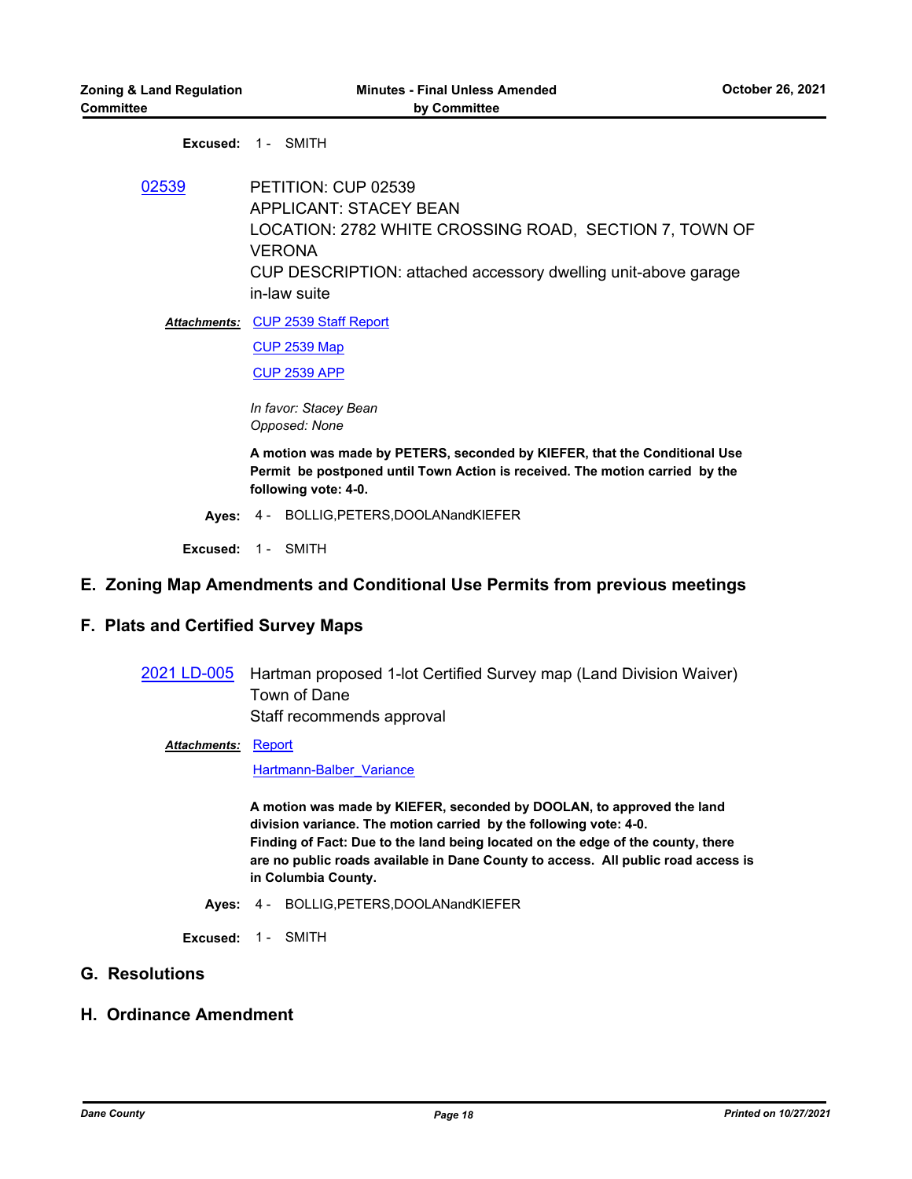**Excused:** 1 - SMITH

[02539](02539) PETITION: CUP 02539
APPLICANT: STACEY BEAN
LOCATION: 2782 WHITE CROSSING ROAD, SECTION 7, TOWN OF VERONA
CUP DESCRIPTION: attached accessory dwelling unit-above garage in-law suite

***Attachments:*** CUP 2539 Staff Report
CUP 2539 Map
CUP 2539 APP

*In favor: Stacey Bean*
*Opposed: None*

**A motion was made by PETERS, seconded by KIEFER, that the Conditional Use Permit be postponed until Town Action is received. The motion carried by the following vote: 4-0.**

**Ayes:** 4 - BOLLIG,PETERS,DOOLANandKIEFER

**Excused:** 1 - SMITH

## E. Zoning Map Amendments and Conditional Use Permits from previous meetings

## F. Plats and Certified Survey Maps

2021 LD-005 Hartman proposed 1-lot Certified Survey map (Land Division Waiver)
Town of Dane
Staff recommends approval

***Attachments:*** Report
Hartmann-Balber_Variance

**A motion was made by KIEFER, seconded by DOOLAN, to approved the land division variance. The motion carried by the following vote: 4-0.**
**Finding of Fact: Due to the land being located on the edge of the county, there are no public roads available in Dane County to access. All public road access is in Columbia County.**

**Ayes:** 4 - BOLLIG,PETERS,DOOLANandKIEFER

**Excused:** 1 - SMITH

## G. Resolutions

## H. Ordinance Amendment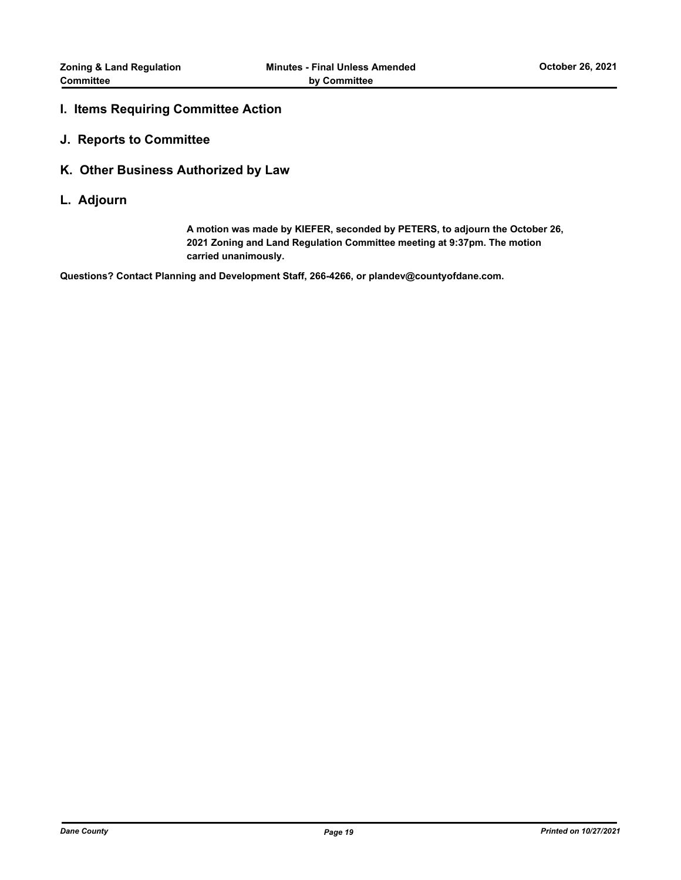## I. Items Requiring Committee Action

## J. Reports to Committee

## K. Other Business Authorized by Law

## L. Adjourn

**A motion was made by KIEFER, seconded by PETERS, to adjourn the October 26, 2021 Zoning and Land Regulation Committee meeting at 9:37pm. The motion carried unanimously.**

**Questions? Contact Planning and Development Staff, 266-4266, or plandev@countyofdane.com.**